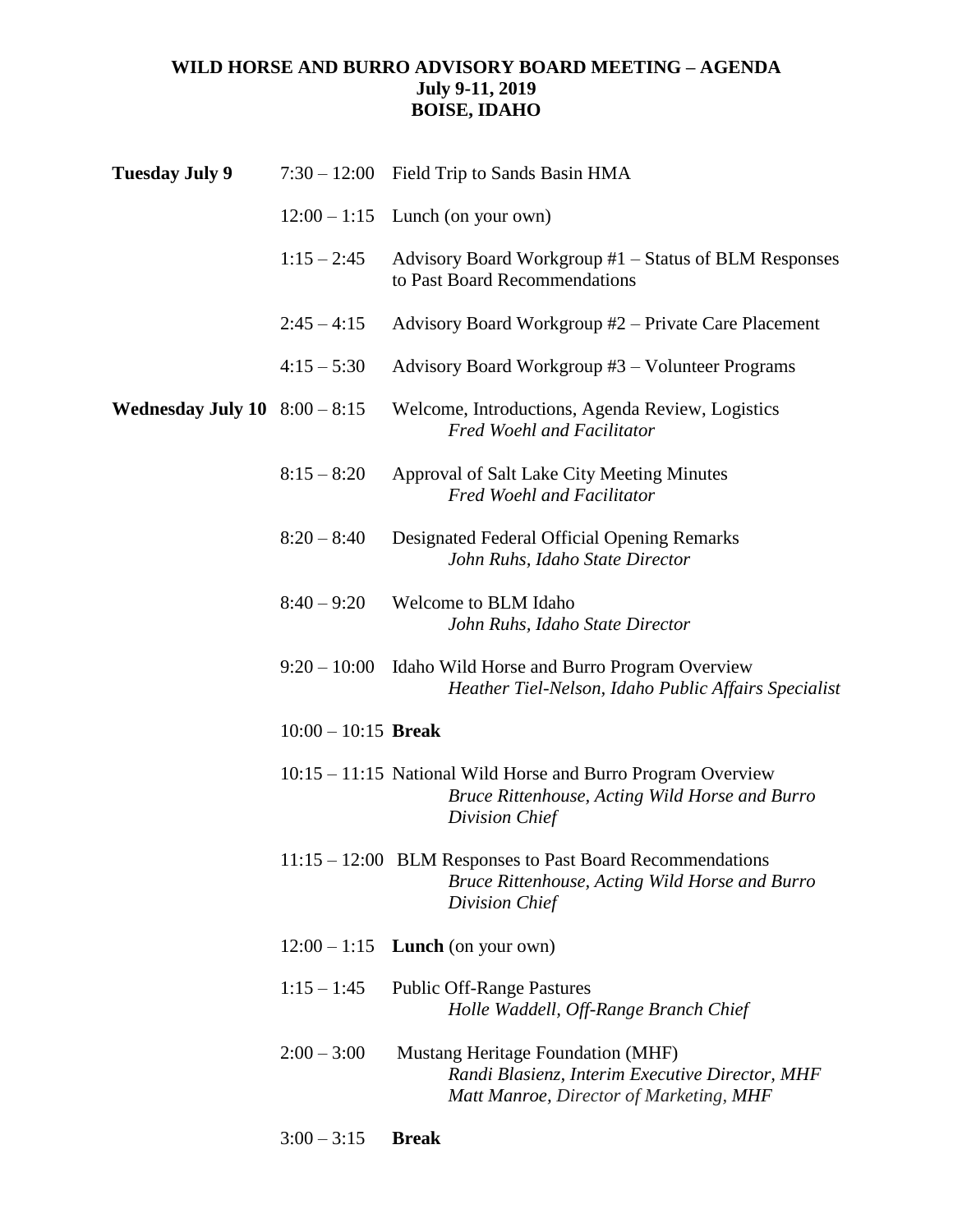**WILD HORSE AND BURRO ADVISORY BOARD MEETING – AGENDA**
**July 9-11, 2019**
**BOISE, IDAHO**

| | | |
|---|---|---|
| **Tuesday July 9** | 7:30 – 12:00 | Field Trip to Sands Basin HMA |
| | 12:00 – 1:15 | Lunch (on your own) |
| | 1:15 – 2:45 | Advisory Board Workgroup #1 – Status of BLM Responses to Past Board Recommendations |
| | 2:45 – 4:15 | Advisory Board Workgroup #2 – Private Care Placement |
| | 4:15 – 5:30 | Advisory Board Workgroup #3 – Volunteer Programs |
| **Wednesday July 10** | 8:00 – 8:15 | Welcome, Introductions, Agenda Review, Logistics *Fred Woehl and Facilitator* |
| | 8:15 – 8:20 | Approval of Salt Lake City Meeting Minutes *Fred Woehl and Facilitator* |
| | 8:20 – 8:40 | Designated Federal Official Opening Remarks *John Ruhs, Idaho State Director* |
| | 8:40 – 9:20 | Welcome to BLM Idaho *John Ruhs, Idaho State Director* |
| | 9:20 – 10:00 | Idaho Wild Horse and Burro Program Overview *Heather Tiel-Nelson, Idaho Public Affairs Specialist* |
| | 10:00 – 10:15 | **Break** |
| | 10:15 – 11:15 | National Wild Horse and Burro Program Overview *Bruce Rittenhouse, Acting Wild Horse and Burro Division Chief* |
| | 11:15 – 12:00 | BLM Responses to Past Board Recommendations *Bruce Rittenhouse, Acting Wild Horse and Burro Division Chief* |
| | 12:00 – 1:15 | **Lunch** (on your own) |
| | 1:15 – 1:45 | Public Off-Range Pastures *Holle Waddell, Off-Range Branch Chief* |
| | 2:00 – 3:00 | Mustang Heritage Foundation (MHF) *Randi Blasienz, Interim Executive Director, MHF* *Matt Manroe, Director of Marketing, MHF* |
| | 3:00 – 3:15 | **Break** |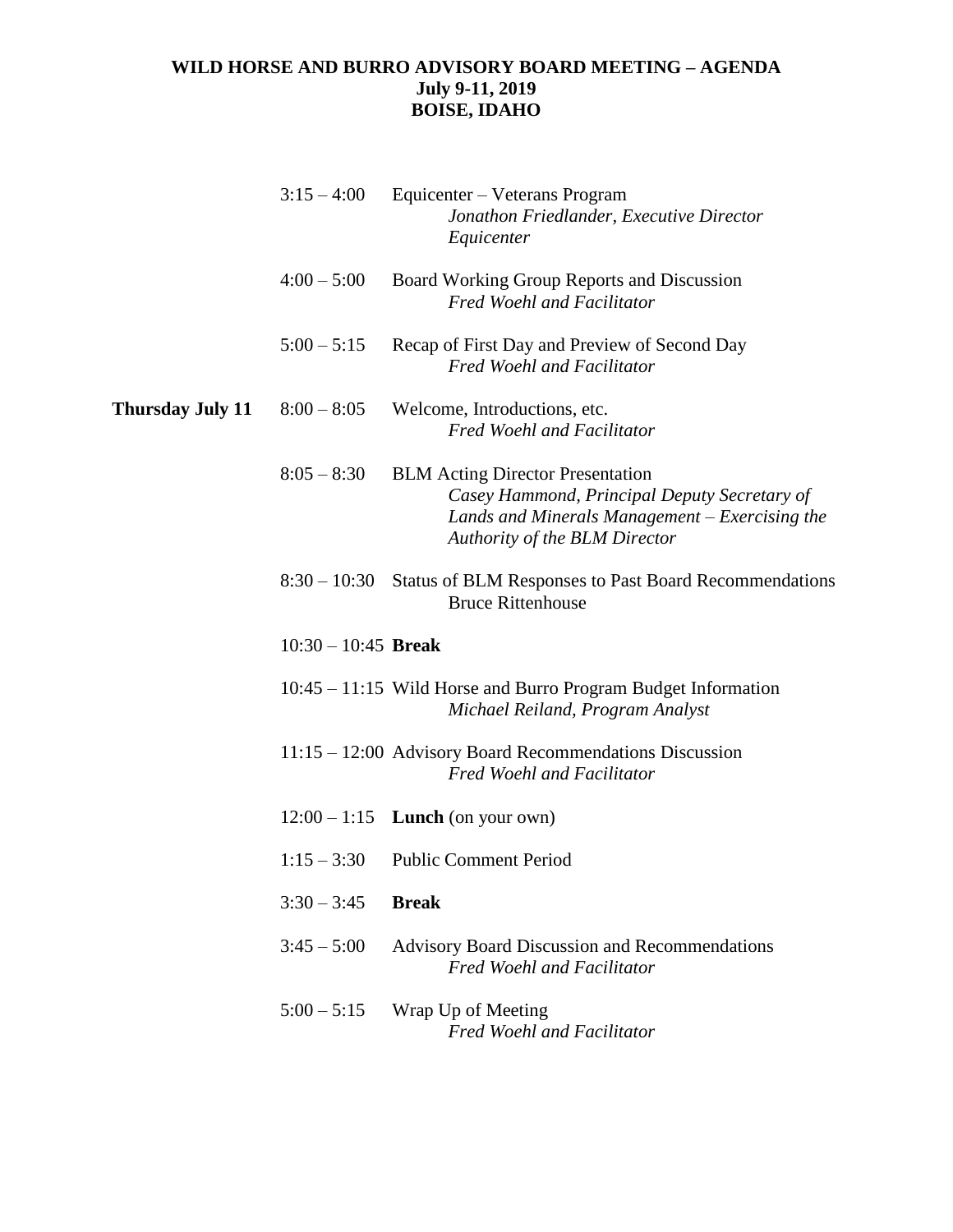**WILD HORSE AND BURRO ADVISORY BOARD MEETING – AGENDA**
**July 9-11, 2019**
**BOISE, IDAHO**

| | | |
|---|---|---|
| | 3:15 – 4:00 | Equicenter – Veterans Program<br>*Jonathon Friedlander, Executive Director Equicenter* |
| | 4:00 – 5:00 | Board Working Group Reports and Discussion<br>*Fred Woehl and Facilitator* |
| | 5:00 – 5:15 | Recap of First Day and Preview of Second Day<br>*Fred Woehl and Facilitator* |
| **Thursday July 11** | 8:00 – 8:05 | Welcome, Introductions, etc.<br>*Fred Woehl and Facilitator* |
| | 8:05 – 8:30 | BLM Acting Director Presentation<br>*Casey Hammond, Principal Deputy Secretary of Lands and Minerals Management – Exercising the Authority of the BLM Director* |
| | 8:30 – 10:30 | Status of BLM Responses to Past Board Recommendations<br>Bruce Rittenhouse |
| | 10:30 – 10:45 | **Break** |
| | 10:45 – 11:15 | Wild Horse and Burro Program Budget Information<br>*Michael Reiland, Program Analyst* |
| | 11:15 – 12:00 | Advisory Board Recommendations Discussion<br>*Fred Woehl and Facilitator* |
| | 12:00 – 1:15 | **Lunch** (on your own) |
| | 1:15 – 3:30 | Public Comment Period |
| | 3:30 – 3:45 | **Break** |
| | 3:45 – 5:00 | Advisory Board Discussion and Recommendations<br>*Fred Woehl and Facilitator* |
| | 5:00 – 5:15 | Wrap Up of Meeting<br>*Fred Woehl and Facilitator* |